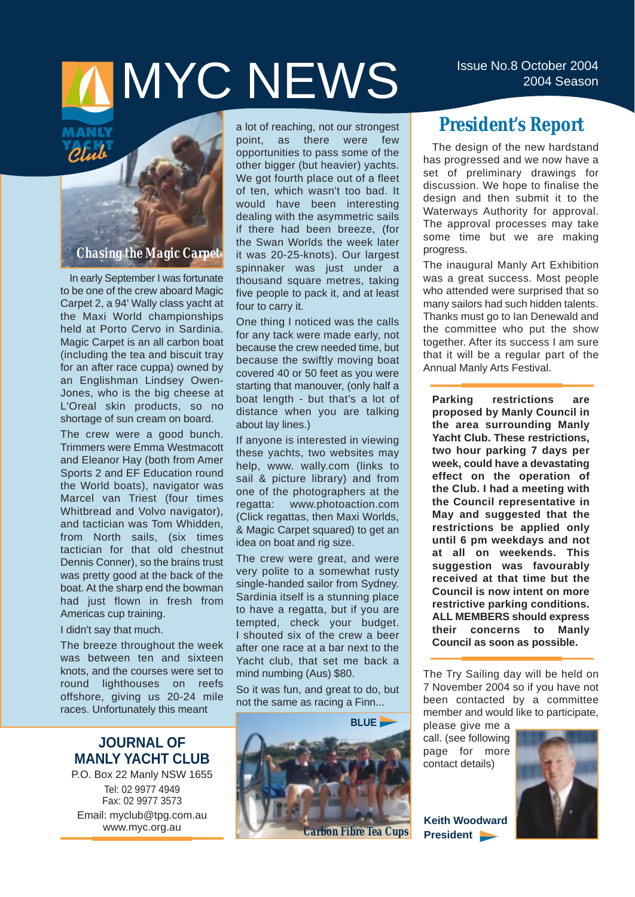# MYC NEWS

Issue No.8 October 2004
2004 Season

## Chasing the Magic Carpet

In early September I was fortunate to be one of the crew aboard Magic Carpet 2, a 94' Wally class yacht at the Maxi World championships held at Porto Cervo in Sardinia. Magic Carpet is an all carbon boat (including the tea and biscuit tray for an after race cuppa) owned by an Englishman Lindsey Owen-Jones, who is the big cheese at L'Oreal skin products, so no shortage of sun cream on board.

The crew were a good bunch. Trimmers were Emma Westmacott and Eleanor Hay (both from Amer Sports 2 and EF Education round the World boats), navigator was Marcel van Triest (four times Whitbread and Volvo navigator), and tactician was Tom Whidden, from North sails, (six times tactician for that old chestnut Dennis Conner), so the brains trust was pretty good at the back of the boat. At the sharp end the bowman had just flown in fresh from Americas cup training.

I didn't say that much.

The breeze throughout the week was between ten and sixteen knots, and the courses were set to round lighthouses on reefs offshore, giving us 20-24 mile races. Unfortunately this meant a lot of reaching, not our strongest point, as there were few opportunities to pass some of the other bigger (but heavier) yachts. We got fourth place out of a fleet of ten, which wasn't too bad. It would have been interesting dealing with the asymmetric sails if there had been breeze, (for the Swan Worlds the week later it was 20-25-knots). Our largest spinnaker was just under a thousand square metres, taking five people to pack it, and at least four to carry it.

One thing I noticed was the calls for any tack were made early, not because the crew needed time, but because the swiftly moving boat covered 40 or 50 feet as you were starting that manouver, (only half a boat length - but that's a lot of distance when you are talking about lay lines.)

If anyone is interested in viewing these yachts, two websites may help, www. wally.com (links to sail & picture library) and from one of the photographers at the regatta: www.photoaction.com (Click regattas, then Maxi Worlds, & Magic Carpet squared) to get an idea on boat and rig size.

The crew were great, and were very polite to a somewhat rusty single-handed sailor from Sydney. Sardinia itself is a stunning place to have a regatta, but if you are tempted, check your budget. I shouted six of the crew a beer after one race at a bar next to the Yacht club, that set me back a mind numbing (Aus) $80.

So it was fun, and great to do, but not the same as racing a Finn...

BLUE

Carbon Fibre Tea Cups

### JOURNAL OF MANLY YACHT CLUB

P.O. Box 22 Manly NSW 1655
Tel: 02 9977 4949
Fax: 02 9977 3573
Email: myclub@tpg.com.au
www.myc.org.au

## President's Report

The design of the new hardstand has progressed and we now have a set of preliminary drawings for discussion. We hope to finalise the design and then submit it to the Waterways Authority for approval. The approval processes may take some time but we are making progress.

The inaugural Manly Art Exhibition was a great success. Most people who attended were surprised that so many sailors had such hidden talents. Thanks must go to Ian Denewald and the committee who put the show together. After its success I am sure that it will be a regular part of the Annual Manly Arts Festival.

**Parking restrictions are proposed by Manly Council in the area surrounding Manly Yacht Club. These restrictions, two hour parking 7 days per week, could have a devastating effect on the operation of the Club. I had a meeting with the Council representative in May and suggested that the restrictions be applied only until 6 pm weekdays and not at all on weekends. This suggestion was favourably received at that time but the Council is now intent on more restrictive parking conditions. ALL MEMBERS should express their concerns to Manly Council as soon as possible.**

The Try Sailing day will be held on 7 November 2004 so if you have not been contacted by a committee member and would like to participate, please give me a call. (see following page for more contact details)

**Keith Woodward**
**President**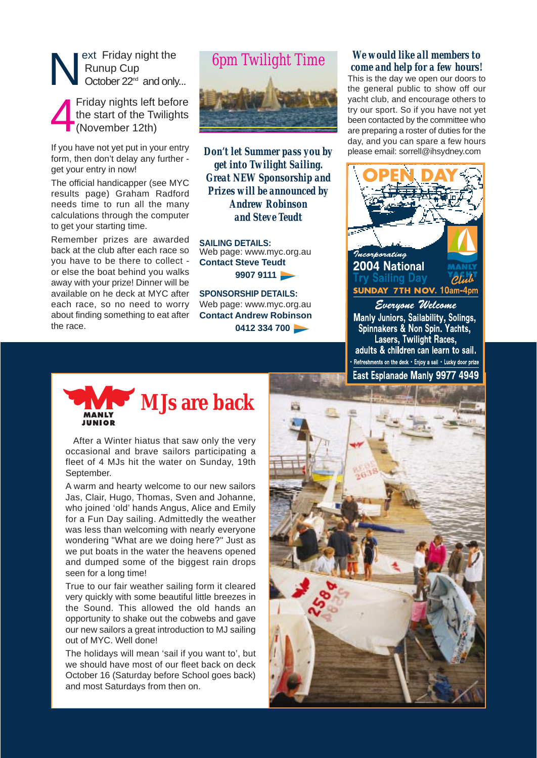Next Friday night the Runup Cup October 22nd and only...

4 Friday nights left before the start of the Twilights (November 12th)

If you have not yet put in your entry form, then don't delay any further - get your entry in now!

The official handicapper (see MYC results page) Graham Radford needs time to run all the many calculations through the computer to get your starting time.

Remember prizes are awarded back at the club after each race so you have to be there to collect - or else the boat behind you walks away with your prize! Dinner will be available on he deck at MYC after each race, so no need to worry about finding something to eat after the race.

## 6pm Twilight Time

**Don't let Summer pass you by get into Twilight Sailing. Great NEW Sponsorship and Prizes will be announced by Andrew Robinson and Steve Teudt**

**SAILING DETAILS:**
Web page: www.myc.org.au
**Contact Steve Teudt**
**9907 9111**

**SPONSORSHIP DETAILS:**
Web page: www.myc.org.au
**Contact Andrew Robinson**
**0412 334 700**

## We would like all members to come and help for a few hours!

This is the day we open our doors to the general public to show off our yacht club, and encourage others to try our sport. So if you have not yet been contacted by the committee who are preparing a roster of duties for the day, and you can spare a few hours please email: sorrell@ihsydney.com

## OPEN DAY

*Incorporating*
**2004 National Try Sailing Day**

**SUNDAY 7TH NOV. 10am-4pm**

*Everyone Welcome*

Manly Juniors, Sailability, Solings, Spinnakers & Non Spin. Yachts, Lasers, Twilight Races, adults & children can learn to sail.

• Refreshments on the deck • Enjoy a sail • Lucky door prize

East Esplanade Manly 9977 4949

## MJs are back

After a Winter hiatus that saw only the very occasional and brave sailors participating a fleet of 4 MJs hit the water on Sunday, 19th September.

A warm and hearty welcome to our new sailors Jas, Clair, Hugo, Thomas, Sven and Johanne, who joined 'old' hands Angus, Alice and Emily for a Fun Day sailing. Admittedly the weather was less than welcoming with nearly everyone wondering "What are we doing here?" Just as we put boats in the water the heavens opened and dumped some of the biggest rain drops seen for a long time!

True to our fair weather sailing form it cleared very quickly with some beautiful little breezes in the Sound. This allowed the old hands an opportunity to shake out the cobwebs and gave our new sailors a great introduction to MJ sailing out of MYC. Well done!

The holidays will mean 'sail if you want to', but we should have most of our fleet back on deck October 16 (Saturday before School goes back) and most Saturdays from then on.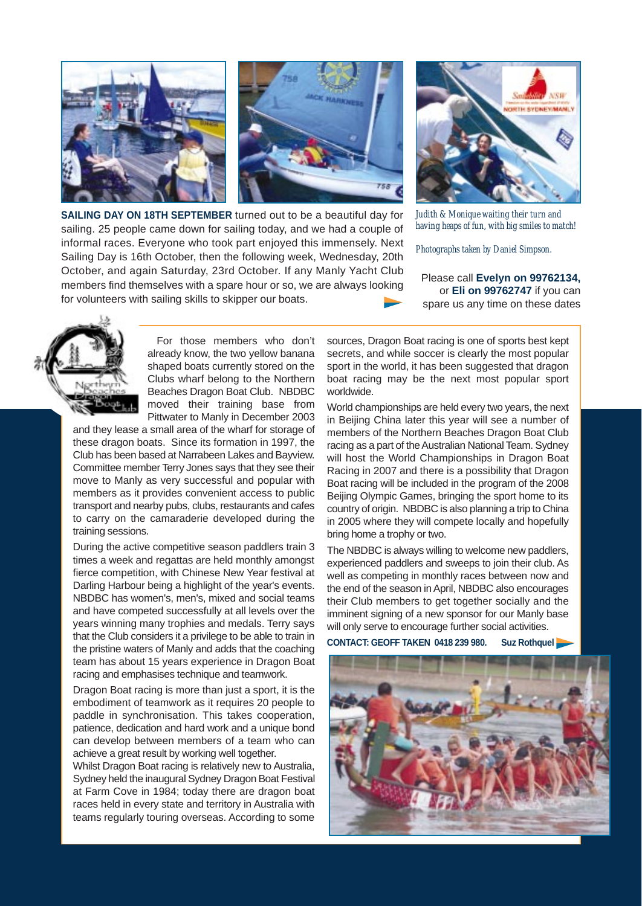**SAILING DAY ON 18TH SEPTEMBER** turned out to be a beautiful day for sailing. 25 people came down for sailing today, and we had a couple of informal races. Everyone who took part enjoyed this immensely. Next Sailing Day is 16th October, then the following week, Wednesday, 20th October, and again Saturday, 23rd October. If any Manly Yacht Club members find themselves with a spare hour or so, we are always looking for volunteers with sailing skills to skipper our boats.

*Judith & Monique waiting their turn and having heaps of fun, with big smiles to match!*

*Photographs taken by Daniel Simpson.*

Please call **Evelyn on 99762134,** or **Eli on 99762747** if you can spare us any time on these dates

For those members who don't already know, the two yellow banana shaped boats currently stored on the Clubs wharf belong to the Northern Beaches Dragon Boat Club. NBDBC moved their training base from Pittwater to Manly in December 2003 and they lease a small area of the wharf for storage of these dragon boats. Since its formation in 1997, the Club has been based at Narrabeen Lakes and Bayview. Committee member Terry Jones says that they see their move to Manly as very successful and popular with members as it provides convenient access to public transport and nearby pubs, clubs, restaurants and cafes to carry on the camaraderie developed during the training sessions.

During the active competitive season paddlers train 3 times a week and regattas are held monthly amongst fierce competition, with Chinese New Year festival at Darling Harbour being a highlight of the year's events. NBDBC has women's, men's, mixed and social teams and have competed successfully at all levels over the years winning many trophies and medals. Terry says that the Club considers it a privilege to be able to train in the pristine waters of Manly and adds that the coaching team has about 15 years experience in Dragon Boat racing and emphasises technique and teamwork.

Dragon Boat racing is more than just a sport, it is the embodiment of teamwork as it requires 20 people to paddle in synchronisation. This takes cooperation, patience, dedication and hard work and a unique bond can develop between members of a team who can achieve a great result by working well together.

Whilst Dragon Boat racing is relatively new to Australia, Sydney held the inaugural Sydney Dragon Boat Festival at Farm Cove in 1984; today there are dragon boat races held in every state and territory in Australia with teams regularly touring overseas. According to some sources, Dragon Boat racing is one of sports best kept secrets, and while soccer is clearly the most popular sport in the world, it has been suggested that dragon boat racing may be the next most popular sport worldwide.

World championships are held every two years, the next in Beijing China later this year will see a number of members of the Northern Beaches Dragon Boat Club racing as a part of the Australian National Team. Sydney will host the World Championships in Dragon Boat Racing in 2007 and there is a possibility that Dragon Boat racing will be included in the program of the 2008 Beijing Olympic Games, bringing the sport home to its country of origin. NBDBC is also planning a trip to China in 2005 where they will compete locally and hopefully bring home a trophy or two.

The NBDBC is always willing to welcome new paddlers, experienced paddlers and sweeps to join their club. As well as competing in monthly races between now and the end of the season in April, NBDBC also encourages their Club members to get together socially and the imminent signing of a new sponsor for our Manly base will only serve to encourage further social activities.

**CONTACT: GEOFF TAKEN 0418 239 980.** **Suz Rothquel**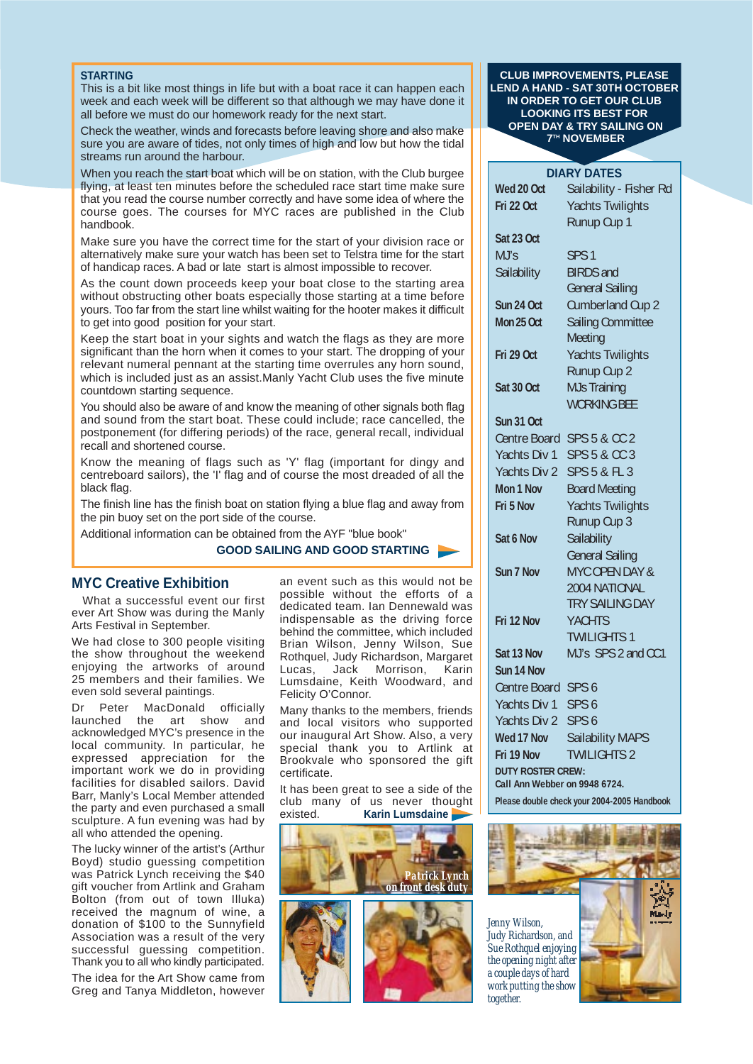## STARTING

This is a bit like most things in life but with a boat race it can happen each week and each week will be different so that although we may have done it all before we must do our homework ready for the next start.

Check the weather, winds and forecasts before leaving shore and also make sure you are aware of tides, not only times of high and low but how the tidal streams run around the harbour.

When you reach the start boat which will be on station, with the Club burgee flying, at least ten minutes before the scheduled race start time make sure that you read the course number correctly and have some idea of where the course goes. The courses for MYC races are published in the Club handbook.

Make sure you have the correct time for the start of your division race or alternatively make sure your watch has been set to Telstra time for the start of handicap races. A bad or late start is almost impossible to recover.

As the count down proceeds keep your boat close to the starting area without obstructing other boats especially those starting at a time before yours. Too far from the start line whilst waiting for the hooter makes it difficult to get into good position for your start.

Keep the start boat in your sights and watch the flags as they are more significant than the horn when it comes to your start. The dropping of your relevant numeral pennant at the starting time overrules any horn sound, which is included just as an assist.Manly Yacht Club uses the five minute countdown starting sequence.

You should also be aware of and know the meaning of other signals both flag and sound from the start boat. These could include; race cancelled, the postponement (for differing periods) of the race, general recall, individual recall and shortened course.

Know the meaning of flags such as 'Y' flag (important for dingy and centreboard sailors), the 'I' flag and of course the most dreaded of all the black flag.

The finish line has the finish boat on station flying a blue flag and away from the pin buoy set on the port side of the course.

Additional information can be obtained from the AYF "blue book"

**GOOD SAILING AND GOOD STARTING**

## MYC Creative Exhibition

What a successful event our first ever Art Show was during the Manly Arts Festival in September.

We had close to 300 people visiting the show throughout the weekend enjoying the artworks of around 25 members and their families. We even sold several paintings.

Dr Peter MacDonald officially launched the art show and acknowledged MYC's presence in the local community. In particular, he expressed appreciation for the important work we do in providing facilities for disabled sailors. David Barr, Manly's Local Member attended the party and even purchased a small sculpture. A fun evening was had by all who attended the opening.

The lucky winner of the artist's (Arthur Boyd) studio guessing competition was Patrick Lynch receiving the $40 gift voucher from Artlink and Graham Bolton (from out of town Illuka) received the magnum of wine, a donation of $100 to the Sunnyfield Association was a result of the very successful guessing competition. Thank you to all who kindly participated.

The idea for the Art Show came from Greg and Tanya Middleton, however an event such as this would not be possible without the efforts of a dedicated team. Ian Dennewald was indispensable as the driving force behind the committee, which included Brian Wilson, Jenny Wilson, Sue Rothquel, Judy Richardson, Margaret Lucas, Jack Morrison, Karin Lumsdaine, Keith Woodward, and Felicity O'Connor.

Many thanks to the members, friends and local visitors who supported our inaugural Art Show. Also, a very special thank you to Artlink at Brookvale who sponsored the gift certificate.

It has been great to see a side of the club many of us never thought existed.

**Karin Lumsdaine**

Patrick Lynch on front desk duty

Jenny Wilson, Judy Richardson, and Sue Rothquel enjoying the opening night after a couple days of hard work putting the show together.

**CLUB IMPROVEMENTS, PLEASE LEND A HAND - SAT 30TH OCTOBER IN ORDER TO GET OUR CLUB LOOKING ITS BEST FOR OPEN DAY & TRY SAILING ON 7TH NOVEMBER**

### DIARY DATES

| | |
|---|---|
| **Wed 20 Oct** | Sailability - Fisher Rd |
| **Fri 22 Oct** | Yachts Twilights Runup Cup 1 |
| **Sat 23 Oct** | |
| MJ's | SPS 1 |
| Sailability | BIRDS and General Sailing |
| **Sun 24 Oct** | Cumberland Cup 2 |
| **Mon 25 Oct** | Sailing Committee Meeting |
| **Fri 29 Oct** | Yachts Twilights Runup Cup 2 |
| **Sat 30 Oct** | MJs Training WORKING BEE |
| **Sun 31 Oct** | |
| Centre Board | SPS 5 & CC 2 |
| Yachts Div 1 | SPS 5 & CC 3 |
| Yachts Div 2 | SPS 5 & FL 3 |
| **Mon 1 Nov** | Board Meeting |
| **Fri 5 Nov** | Yachts Twilights Runup Cup 3 |
| **Sat 6 Nov** | Sailability General Sailing |
| **Sun 7 Nov** | MYC OPEN DAY & 2004 NATIONAL TRY SAILING DAY |
| **Fri 12 Nov** | YACHTS TWILIGHTS 1 |
| **Sat 13 Nov** | MJ's SPS 2 and CC1 |
| **Sun 14 Nov** | |
| Centre Board | SPS 6 |
| Yachts Div 1 | SPS 6 |
| Yachts Div 2 | SPS 6 |
| **Wed 17 Nov** | Sailability MAPS |
| **Fri 19 Nov** | TWILIGHTS 2 |

**DUTY ROSTER CREW:**
**Call Ann Webber on 9948 6724.**

**Please double check your 2004-2005 Handbook**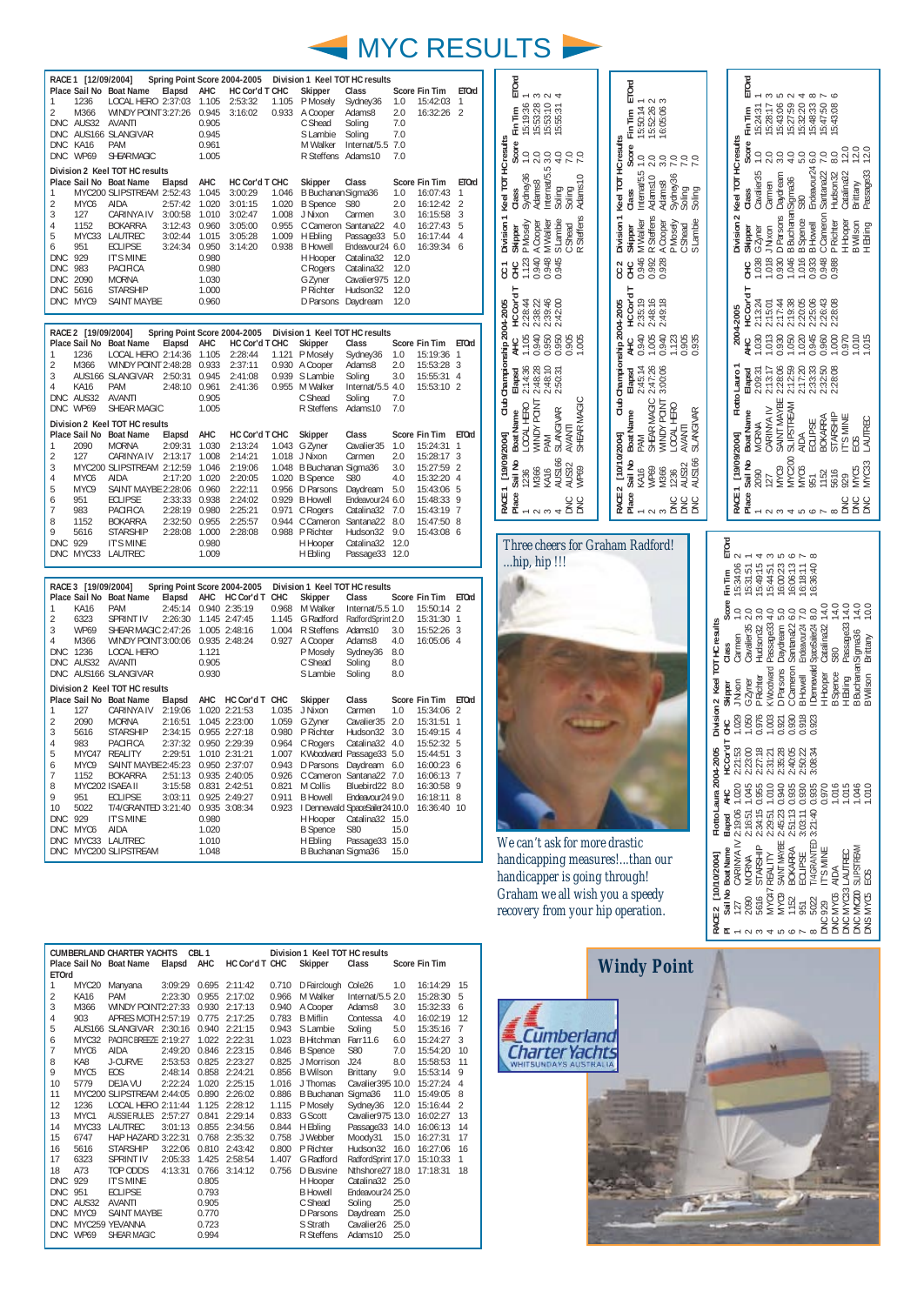# MYC RESULTS

**RACE 1 [12/09/2004] Spring Point Score 2004-2005 Division 1 Keel TOT HC results**

| Place | Sail No | Boat Name | Elapsd | AHC | HC Cor'd T | CHC | Skipper | Class | Score | Fin Tim | ETOrd |
|---|---|---|---|---|---|---|---|---|---|---|---|
| 1 | 1236 | LOCAL HERO | 2:37:03 | 1.105 | 2:53:32 | 1.105 | P Mosely | Sydney36 | 1.0 | 15:42:03 | 1 |
| 2 | M366 | WINDY POINT | 3:27:26 | 0.945 | 3:16:02 | 0.933 | A Cooper | Adams8 | 2.0 | 16:32:26 | 2 |
| DNC | AUS32 | AVANTI | | 0.905 | | | C Shead | Soling | 7.0 | | |
| DNC | AUS166 | SLANGIVAR | | 0.945 | | | S Lambie | Soling | 7.0 | | |
| DNC | KA16 | PAM | | 0.961 | | | M Walker | Internat/5.5 | 7.0 | | |
| DNC | WP69 | SHEARMAGIC | | 1.005 | | | R Steffens | Adams10 | 7.0 | | |

**Division 2 Keel TOT HC results**

| Place | Sail No | Boat Name | Elapsd | AHC | HC Cor'd T | CHC | Skipper | Class | Score | Fin Tim | ETOrd |
|---|---|---|---|---|---|---|---|---|---|---|---|
| 1 | MYC200 | SLIPSTREAM | 2:52:43 | 1.045 | 3:00:29 | 1.046 | B Buchanan | Sigma36 | 1.0 | 16:07:43 | 1 |
| 2 | MYC6 | AIDA | 2:57:42 | 1.020 | 3:01:15 | 1.020 | B Spence | S80 | 2.0 | 16:12:42 | 2 |
| 3 | 127 | CARINYA IV | 3:00:58 | 1.010 | 3:02:47 | 1.008 | J Nixon | Carmen | 3.0 | 16:15:58 | 3 |
| 4 | 1152 | BOKARRA | 3:12:43 | 0.950 | 3:05:00 | 0.955 | C Cameron | Santana22 | 4.0 | 16:27:43 | 5 |
| 5 | MYC33 | LAUTREC | 3:02:44 | 1.015 | 3:05:28 | 1.009 | H Ebling | Passage33 | 5.0 | 16:17:44 | 4 |
| 6 | 951 | ECLIPSE | 3:24:34 | 0.950 | 3:14:20 | 0.938 | B Howell | Endeavour24 | 6.0 | 16:39:34 | 6 |
| DNC | 929 | IT'S MINE | | 0.980 | | | H Hooper | Catalina32 | 12.0 | | |
| DNC | 983 | PACIFICA | | 0.980 | | | C Rogers | Catalina32 | 12.0 | | |
| DNC | 2090 | MORNA | | 1.030 | | | G Zyner | Cavalier975 | 12.0 | | |
| DNC | 5616 | STARSHIP | | 1.000 | | | P Richter | Hudson32 | 12.0 | | |
| DNC | MYC9 | SAINT MAYBE | | 0.960 | | | D Parsons | Daydream | 12.0 | | |

**RACE 2 [19/09/2004] Spring Point Score 2004-2005 Division 1 Keel TOT HC results**

| Place | Sail No | Boat Name | Elapsd | AHC | HC Cor'd T | CHC | Skipper | Class | Score | Fin Tim | ETOrd |
|---|---|---|---|---|---|---|---|---|---|---|---|
| 1 | 1236 | LOCAL HERO | 2:14:36 | 1.105 | 2:28:44 | 1.121 | P Mosely | Sydney36 | 1.0 | 15:19:36 | 1 |
| 2 | M366 | WINDY POINT | 2:48:28 | 0.933 | 2:37:11 | 0.930 | A Cooper | Adams8 | 2.0 | 15:53:28 | 3 |
| 3 | AUS166 | SLANGIVAR | 2:50:31 | 0.945 | 2:41:08 | 0.939 | S Lambie | Soling | 3.0 | 15:55:31 | 4 |
| 4 | KA16 | PAM | 2:48:10 | 0.961 | 2:41:36 | 0.955 | M Walker | Internat/5.5 | 4.0 | 15:53:10 | 2 |
| DNC | AUS32 | AVANTI | | 0.905 | | | C Shead | Soling | 7.0 | | |
| DNC | WP69 | SHEAR MAGIC | | 1.005 | | | R Steffens | Adams10 | 7.0 | | |

**Division 2 Keel TOT HC results**

| Place | Sail No | Boat Name | Elapsd | AHC | HC Cor'd T | CHC | Skipper | Class | Score | Fin Tim | ETOrd |
|---|---|---|---|---|---|---|---|---|---|---|---|
| 1 | 2090 | MORNA | 2:09:31 | 1.030 | 2:13:24 | 1.043 | G Zyner | Cavalier35 | 1.0 | 15:24:31 | 1 |
| 2 | 127 | CARINYA IV | 2:13:17 | 1.008 | 2:14:21 | 1.018 | J Nixon | Carmen | 2.0 | 15:28:17 | 3 |
| 3 | MYC200 | SLIPSTREAM | 2:12:59 | 1.046 | 2:19:06 | 1.048 | B Buchanan | Sigma36 | 3.0 | 15:27:59 | 2 |
| 4 | MYC6 | AIDA | 2:17:20 | 1.020 | 2:20:05 | 1.020 | B Spence | S80 | 4.0 | 15:32:20 | 4 |
| 5 | MYC9 | SAINT MAYBE | 2:28:06 | 0.960 | 2:22:11 | 0.956 | D Parsons | Daydream | 5.0 | 15:43:06 | 5 |
| 6 | 951 | ECLIPSE | 2:33:33 | 0.938 | 2:24:02 | 0.929 | B Howell | Endeavour24 | 6.0 | 15:48:33 | 9 |
| 7 | 983 | PACIFICA | 2:28:19 | 0.980 | 2:25:21 | 0.971 | C Rogers | Catalina32 | 7.0 | 15:43:19 | 7 |
| 8 | 1152 | BOKARRA | 2:32:50 | 0.955 | 2:25:57 | 0.944 | C Cameron | Santana22 | 8.0 | 15:47:50 | 8 |
| 9 | 5616 | STARSHIP | 2:28:08 | 1.000 | 2:28:08 | 0.988 | P Richter | Hudson32 | 9.0 | 15:43:08 | 6 |
| DNC | 929 | IT'S MINE | | 0.980 | | | H Hooper | Catalina32 | 12.0 | | |
| DNC | MYC33 | LAUTREC | | 1.009 | | | H Ebling | Passage33 | 12.0 | | |

**RACE 3 [19/09/2004] Spring Point Score 2004-2005 Division 1 Keel TOT HC results**

| Place | Sail No | Boat Name | Elapsd | AHC | HC Cor'd T | CHC | Skipper | Class | Score | Fin Tim | ETOrd |
|---|---|---|---|---|---|---|---|---|---|---|---|
| 1 | KA16 | PAM | 2:45:14 | 0.940 | 2:35:19 | 0.968 | M Walker | Internat/5.5 | 1.0 | 15:50:14 | 2 |
| 2 | 6323 | SPRINT IV | 2:26:30 | 1.145 | 2:47:45 | 1.145 | G Radford | RadfordSprint | 2.0 | 15:31:30 | 1 |
| 3 | WP69 | SHEAR MAGIC | 2:47:26 | 1.005 | 2:48:16 | 1.004 | R Steffens | Adams10 | 3.0 | 15:52:26 | 3 |
| 4 | M366 | WINDY POINT | 3:00:06 | 0.935 | 2:48:24 | 0.927 | A Cooper | Adams8 | 4.0 | 16:05:06 | 4 |
| DNC | 1236 | LOCAL HERO | | 1.121 | | | P Mosely | Sydney36 | 8.0 | | |
| DNC | AUS32 | AVANTI | | 0.905 | | | C Shead | Soling | 8.0 | | |
| DNC | AUS166 | SLANGIVAR | | 0.930 | | | S Lambie | Soling | 8.0 | | |

**Division 2 Keel TOT HC results**

| Place | Sail No | Boat Name | Elapsd | AHC | HC Cor'd T | CHC | Skipper | Class | Score | Fin Tim | ETOrd |
|---|---|---|---|---|---|---|---|---|---|---|---|
| 1 | 127 | CARINYA IV | 2:19:06 | 1.020 | 2:21:53 | 1.035 | J Nixon | Carmen | 1.0 | 15:34:06 | 2 |
| 2 | 2090 | MORNA | 2:16:51 | 1.045 | 2:23:00 | 1.059 | G Zyner | Cavalier35 | 2.0 | 15:31:51 | 1 |
| 3 | 5616 | STARSHIP | 2:34:15 | 0.955 | 2:27:18 | 0.980 | P Richter | Hudson32 | 3.0 | 15:49:15 | 4 |
| 4 | 983 | PACIFICA | 2:37:32 | 0.950 | 2:29:39 | 0.964 | C Rogers | Catalina32 | 4.0 | 15:52:32 | 5 |
| 5 | MYC47 | REALITY | 2:29:51 | 1.010 | 2:31:21 | 1.007 | K Woodward | Passage33 | 5.0 | 15:44:51 | 3 |
| 6 | MYC9 | SAINT MAYBE | 2:45:23 | 0.950 | 2:37:07 | 0.943 | D Parsons | Daydream | 6.0 | 16:00:23 | 6 |
| 7 | 1152 | BOKARRA | 2:51:13 | 0.935 | 2:40:05 | 0.926 | C Cameron | Santana22 | 7.0 | 16:06:13 | 7 |
| 8 | MYC202 | ISAEA II | 3:15:58 | 0.831 | 2:42:51 | 0.821 | M Collis | Bluebird22 | 8.0 | 16:30:58 | 9 |
| 9 | 951 | ECLIPSE | 3:03:11 | 0.925 | 2:49:27 | 0.911 | B Howell | Endeavour24 | 9.0 | 16:18:11 | 8 |
| 10 | 5022 | T/4/GRANTED | 3:21:40 | 0.935 | 3:08:34 | 0.923 | I Dennewald | SpaceSailer24 | 10.0 | 16:36:40 | 10 |
| DNC | 929 | IT'S MINE | | 0.980 | | | H Hooper | Catalina32 | 15.0 | | |
| DNC | MYC6 | AIDA | | 1.020 | | | B Spence | S80 | 15.0 | | |
| DNC | MYC33 | LAUTREC | | 1.010 | | | H Ebling | Passage33 | 15.0 | | |
| DNC | MYC200 | SLIPSTREAM | | 1.048 | | | B Buchanan | Sigma36 | 15.0 | | |

**CUMBERLAND CHARTER YACHTS CBL 1 Division 1 Keel TOT HC results**

| Place | Sail No | Boat Name | Elapsd | AHC | HC Cor'd T | CHC | Skipper | Class | Score | Fin Tim | ETOrd |
|---|---|---|---|---|---|---|---|---|---|---|---|
| 1 | MYC20 | Manyana | 3:09:29 | 0.695 | 2:11:42 | 0.710 | D Fairclough | Cole26 | 1.0 | 16:14:29 | 15 |
| 2 | KA16 | PAM | 2:23:30 | 0.955 | 2:17:02 | 0.966 | M Walker | Internat/5.5 | 2.0 | 15:28:30 | 5 |
| 3 | M366 | WINDY POINT | 2:27:33 | 0.930 | 2:17:13 | 0.940 | A Cooper | Adams8 | 3.0 | 15:32:33 | 6 |
| 4 | 903 | APRES MOTH | 2:57:19 | 0.775 | 2:17:25 | 0.783 | B Miflin | Contessa | 4.0 | 16:02:19 | 12 |
| 5 | AUS166 | SLANGIVAR | 2:30:16 | 0.940 | 2:21:15 | 0.943 | S Lambie | Soling | 5.0 | 15:35:16 | 7 |
| 6 | MYC32 | PACIFIC BREEZE | 2:19:27 | 1.022 | 2:22:31 | 1.023 | B Hitchman | Farr11.6 | 6.0 | 15:24:27 | 3 |
| 7 | MYC6 | AIDA | 2:49:20 | 0.846 | 2:23:15 | 0.846 | B Spence | S80 | 7.0 | 15:54:20 | 10 |
| 8 | KA8 | J-CURVE | 2:53:53 | 0.825 | 2:23:27 | 0.825 | J Morrison | J24 | 8.0 | 15:58:53 | 11 |
| 9 | MYC5 | EOS | 2:48:14 | 0.858 | 2:24:21 | 0.856 | B Wilson | Brittany | 9.0 | 15:53:14 | 9 |
| 10 | 5779 | DEJA VU | 2:22:24 | 1.020 | 2:25:15 | 1.016 | J Thomas | Cavalier395 | 10.0 | 15:27:24 | 4 |
| 11 | MYC200 | SLIPSTREAM | 2:44:05 | 0.890 | 2:26:02 | 0.886 | B Buchanan | Sigma36 | 11.0 | 15:49:05 | 8 |
| 12 | 1236 | LOCAL HERO | 2:11:44 | 1.125 | 2:28:12 | 1.115 | P Mosely | Sydney36 | 12.0 | 15:16:44 | 2 |
| 13 | MYC1 | AUSSIE RULES | 2:57:27 | 0.841 | 2:29:14 | 0.833 | G Scott | Cavalier975 | 13.0 | 16:02:27 | 13 |
| 14 | MYC33 | LAUTREC | 3:01:13 | 0.855 | 2:34:56 | 0.844 | H Ebling | Passage33 | 14.0 | 16:06:13 | 14 |
| 15 | 6747 | HAP HAZARD | 3:22:31 | 0.768 | 2:35:32 | 0.758 | J Webber | Moody31 | 15.0 | 16:27:31 | 17 |
| 16 | 5616 | STARSHIP | 3:22:06 | 0.810 | 2:43:42 | 0.800 | P Richter | Hudson32 | 16.0 | 16:27:06 | 16 |
| 17 | 6323 | SPRINT IV | 2:05:33 | 1.425 | 2:58:54 | 1.407 | G Radford | RadfordSprint | 17.0 | 15:10:33 | 1 |
| 18 | A73 | TOP ODDS | 4:13:31 | 0.766 | 3:14:12 | 0.756 | D Busvine | Nthshore27 | 18.0 | 17:18:31 | 18 |
| DNC | 929 | IT'S MINE | | 0.805 | | | H Hooper | Catalina32 | 25.0 | | |
| DNC | 951 | ECLIPSE | | 0.793 | | | B Howell | Endeavour24 | 25.0 | | |
| DNC | AUS32 | AVANTI | | 0.905 | | | C Shead | Soling | 25.0 | | |
| DNC | MYC9 | SAINT MAYBE | | 0.770 | | | D Parsons | Daydream | 25.0 | | |
| DNC | MYC259 | YEVANNA | | 0.723 | | | S Strath | Cavalier26 | 25.0 | | |
| DNC | WP69 | SHEAR MAGIC | | 0.994 | | | R Steffens | Adams10 | 25.0 | | |

**RACE 1 [19/09/2004] Club Championship 2004-2005 CC 1 Division 1 Keel TOT HC results**

| Place | Sail No | Boat Name | Elapsd | AHC | HC Cor'd T | CHC | Skipper | Class | Score | Fin Tim | ETOrd |
|---|---|---|---|---|---|---|---|---|---|---|---|
| 1 | 1236 | LOCAL HERO | 2:14:36 | 1.105 | 2:28:44 | 1.123 | P Mosely | Sydney36 | 1.0 | 15:19:36 | 1 |
| 2 | M366 | WINDY POINT | 2:48:28 | 0.940 | 2:38:22 | 0.940 | A Cooper | Adams8 | 2.0 | 15:53:28 | 3 |
| 3 | KA16 | PAM | 2:48:10 | 0.950 | 2:39:46 | 0.940 | M Walker | Internat/5.5 | 3.0 | 15:53:10 | 2 |
| 4 | AUS166 | SLANGIVAR | 2:50:31 | 0.950 | 2:42:00 | 0.945 | S Lambie | Soling | 4.0 | 15:55:31 | 4 |
| DNC | AUS32 | AVANTI | | 0.905 | | | C Shead | Soling | 7.0 | | |
| DNC | WP69 | SHEAR MAGIC | | 1.005 | | | R Steffens | Adams10 | 7.0 | | |

**RACE 2 [10/10/2004] Club Championship 2004-2005 CC 2 Division 1 Keel TOT HC results**

| Place | Sail No | Boat Name | Elapsd | AHC | HC Cor'd T | CHC | Skipper | Class | Score | Fin Tim | ETOrd |
|---|---|---|---|---|---|---|---|---|---|---|---|
| 1 | KA16 | PAM | 2:45:14 | 0.940 | 2:35:19 | 0.946 | M Walker | Internat/5.5 | 1.0 | 15:50:14 | 1 |
| 2 | WP69 | SHEAR MAGIC | 2:47:26 | 1.005 | 2:48:16 | 0.992 | R Steffens | Adams10 | 2.0 | 15:52:26 | 2 |
| 3 | M366 | WINDY POINT | 3:00:06 | 0.940 | 2:49:18 | 0.928 | A Cooper | Adams8 | 3.0 | 16:05:06 | 3 |
| DNC | 1236 | LOCAL HERO | | 1.123 | | | P Mosely | Sydney36 | 7.0 | | |
| DNC | AUS32 | AVANTI | | 0.905 | | | C Shead | Soling | 7.0 | | |
| DNC | AUS166 | SLANGIVAR | | 0.935 | | | S Lambie | Soling | 7.0 | | |

**RACE 1 [19/09/2004] Flotto Lauro 1 2004-2005 Division 2 Keel TOT HC results**

| Place | Sail No | Boat Name | Elapsd | AHC | HC Cor'd T | CHC | Skipper | Class | Score | Fin Tim | ETOrd |
|---|---|---|---|---|---|---|---|---|---|---|---|
| 1 | 2090 | MORNA | 2:09:31 | 1.030 | 2:13:24 | 1.038 | G Zyner | Cavalier35 | 1.0 | 15:24:31 | 1 |
| 2 | 127 | CARINYA IV | 2:13:17 | 1.013 | 2:15:01 | 1.018 | J Nixon | Carmen | 2.0 | 15:28:17 | 3 |
| 3 | MYC9 | SAINT MAYBE | 2:28:06 | 0.930 | 2:17:44 | 0.930 | D Parsons | Daydream | 3.0 | 15:43:06 | 5 |
| 4 | MYC200 | SLIPSTREAM | 2:12:59 | 1.046 | 2:19:06 | 1.046 | B Buchanan | Sigma36 | 4.0 | 15:27:59 | 2 |
| 5 | MYC6 | AIDA | 2:17:20 | 1.020 | 2:20:05 | 1.016 | B Spence | S80 | 5.0 | 15:32:20 | 4 |
| 6 | 951 | ECLIPSE | 2:33:33 | 0.945 | 2:25:06 | 0.933 | B Howell | Endeavour24 | 6.0 | 15:48:33 | 8 |
| 7 | 1152 | BOKARRA | 2:32:50 | 0.960 | 2:26:43 | 0.948 | C Cameron | Santana22 | 7.0 | 15:47:50 | 7 |
| 8 | 5616 | STARSHIP | 2:28:08 | 1.000 | 2:28:08 | 0.988 | P Richter | Hudson32 | 8.0 | 15:43:08 | 6 |
| DNC | 929 | IT'S MINE | | 0.970 | | | H Hooper | Catalina32 | 12.0 | | |
| DNC | MYC5 | EOS | | 1.010 | | | B Wilson | Brittany | 12.0 | | |
| DNC | MYC33 | LAUTREC | | 1.015 | | | H Ebling | Passage33 | 12.0 | | |

**RACE 2 [10/10/2004] Flotto Laura 2004-2005 Division 2 Keel TOT HC results**

| Pl | Sail No | Boat Name | Elapsd | AHC | HC Cor'd T | CHC | Skipper | Class | Score | Fin Tim | ETOrd |
|---|---|---|---|---|---|---|---|---|---|---|---|
| 1 | 127 | CARINYA IV | 2:19:06 | 1.020 | 2:21:53 | 1.029 | J Nixon | Carmen | 1.0 | 15:34:06 | 2 |
| 2 | 2090 | MORNA | 2:16:51 | 1.045 | 2:23:00 | 1.050 | G Zyner | Cavalier35 | 2.0 | 15:31:51 | 1 |
| 3 | 5616 | STARSHIP | 2:34:15 | 0.955 | 2:27:18 | 0.976 | P Richter | Hudson32 | 3.0 | 15:49:15 | 4 |
| 4 | MYC47 | REALITY | 2:29:51 | 1.010 | 2:31:21 | 1.003 | K Woodward | Passage33 | 4.0 | 15:44:51 | 3 |
| 5 | MYC9 | SAINT MAYBE | 2:45:23 | 0.940 | 2:35:28 | 0.921 | D Parsons | Daydream | 5.0 | 16:00:23 | 5 |
| 6 | 1152 | BOKARRA | 2:51:13 | 0.935 | 2:40:05 | 0.930 | C Cameron | Santana22 | 6.0 | 16:06:13 | 7 |
| 7 | 951 | ECLIPSE | 3:03:11 | 0.930 | 2:50:22 | 0.918 | B Howell | Endeavour24 | 7.0 | 16:18:11 | 7 |
| 8 | 5022 | T/4/GRANTED | 3:21:40 | 0.935 | 3:08:34 | 0.923 | I Dennewald | SpaceSailer24 | 8.0 | 16:36:40 | 8 |
| DNC | 929 | IT'S MINE | | 0.970 | | | H Hooper | Catalina32 | 14.0 | | |
| DNC | MYC6 | AIDA | | 1.016 | | | B Spence | S80 | 14.0 | | |
| DNC | MYC33 | LAUTREC | | 1.015 | | | H Ebling | Passage33 | 14.0 | | |
| DNC | MYC200 | SLIPSTREAM | | 1.046 | | | B Buchanan | Sigma36 | 14.0 | | |
| DNS | MYC5 | EOS | | 1.010 | | | B Wilson | Brittany | 14.0 | | |

*Three cheers for Graham Radford! ...hip, hip !!!*

*We can't ask for more drastic handicapping measures!...than our handicapper is going through! Graham we all wish you a speedy recovery from your hip operation.*

**Windy Point**

Cumberland Charter Yachts
WHITSUNDAYS AUSTRALIA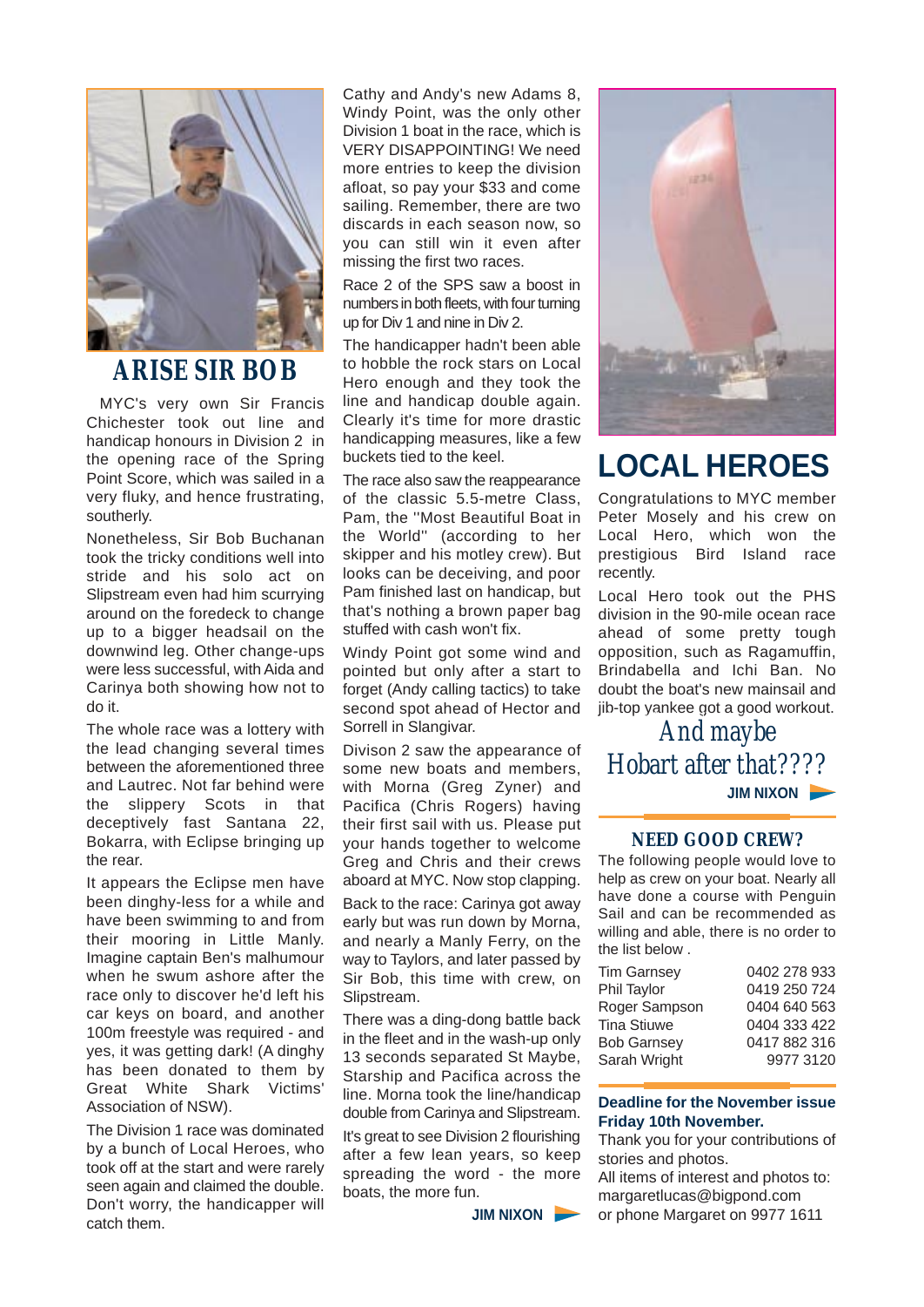## ARISE SIR BOB

MYC's very own Sir Francis Chichester took out line and handicap honours in Division 2 in the opening race of the Spring Point Score, which was sailed in a very fluky, and hence frustrating, southerly.

Nonetheless, Sir Bob Buchanan took the tricky conditions well into stride and his solo act on Slipstream even had him scurrying around on the foredeck to change up to a bigger headsail on the downwind leg. Other change-ups were less successful, with Aida and Carinya both showing how not to do it.

The whole race was a lottery with the lead changing several times between the aforementioned three and Lautrec. Not far behind were the slippery Scots in that deceptively fast Santana 22, Bokarra, with Eclipse bringing up the rear.

It appears the Eclipse men have been dinghy-less for a while and have been swimming to and from their mooring in Little Manly. Imagine captain Ben's malhumour when he swum ashore after the race only to discover he'd left his car keys on board, and another 100m freestyle was required - and yes, it was getting dark! (A dinghy has been donated to them by Great White Shark Victims' Association of NSW).

The Division 1 race was dominated by a bunch of Local Heroes, who took off at the start and were rarely seen again and claimed the double. Don't worry, the handicapper will catch them.

Cathy and Andy's new Adams 8, Windy Point, was the only other Division 1 boat in the race, which is VERY DISAPPOINTING! We need more entries to keep the division afloat, so pay your $33 and come sailing. Remember, there are two discards in each season now, so you can still win it even after missing the first two races.

Race 2 of the SPS saw a boost in numbers in both fleets, with four turning up for Div 1 and nine in Div 2.

The handicapper hadn't been able to hobble the rock stars on Local Hero enough and they took the line and handicap double again. Clearly it's time for more drastic handicapping measures, like a few buckets tied to the keel.

The race also saw the reappearance of the classic 5.5-metre Class, Pam, the "Most Beautiful Boat in the World" (according to her skipper and his motley crew). But looks can be deceiving, and poor Pam finished last on handicap, but that's nothing a brown paper bag stuffed with cash won't fix.

Windy Point got some wind and pointed but only after a start to forget (Andy calling tactics) to take second spot ahead of Hector and Sorrell in Slangivar.

Divison 2 saw the appearance of some new boats and members, with Morna (Greg Zyner) and Pacifica (Chris Rogers) having their first sail with us. Please put your hands together to welcome Greg and Chris and their crews aboard at MYC. Now stop clapping.

Back to the race: Carinya got away early but was run down by Morna, and nearly a Manly Ferry, on the way to Taylors, and later passed by Sir Bob, this time with crew, on Slipstream.

There was a ding-dong battle back in the fleet and in the wash-up only 13 seconds separated St Maybe, Starship and Pacifica across the line. Morna took the line/handicap double from Carinya and Slipstream.

It's great to see Division 2 flourishing after a few lean years, so keep spreading the word - the more boats, the more fun.

**JIM NIXON**

# LOCAL HEROES

Congratulations to MYC member Peter Mosely and his crew on Local Hero, which won the prestigious Bird Island race recently.

Local Hero took out the PHS division in the 90-mile ocean race ahead of some pretty tough opposition, such as Ragamuffin, Brindabella and Ichi Ban. No doubt the boat's new mainsail and jib-top yankee got a good workout.

*And maybe Hobart after that????*

**JIM NIXON**

### NEED GOOD CREW?

The following people would love to help as crew on your boat. Nearly all have done a course with Penguin Sail and can be recommended as willing and able, there is no order to the list below .

| | |
|---|---|
| Tim Garnsey | 0402 278 933 |
| Phil Taylor | 0419 250 724 |
| Roger Sampson | 0404 640 563 |
| Tina Stiuwe | 0404 333 422 |
| Bob Garnsey | 0417 882 316 |
| Sarah Wright | 9977 3120 |

**Deadline for the November issue Friday 10th November.**

Thank you for your contributions of stories and photos.

All items of interest and photos to: margaretlucas@bigpond.com
or phone Margaret on 9977 1611